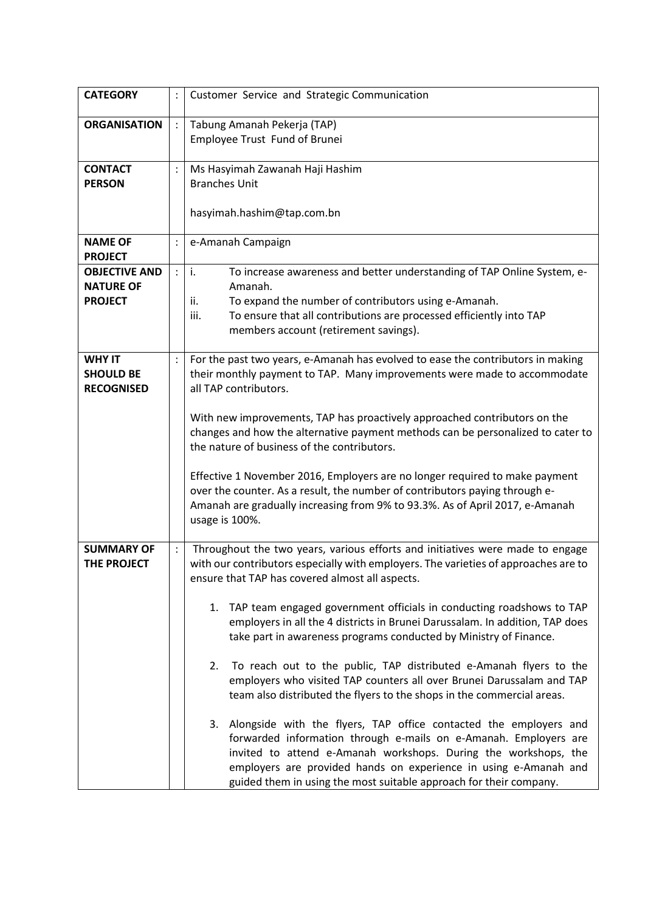| | | |
|---|---|---|
| **CATEGORY** | : | Customer Service and Strategic Communication |
| **ORGANISATION** | : | Tabung Amanah Pekerja (TAP)<br>Employee Trust Fund of Brunei |
| **CONTACT PERSON** | : | Ms Hasyimah Zawanah Haji Hashim<br>Branches Unit<br><br>hasyimah.hashim@tap.com.bn |
| **NAME OF PROJECT** | : | e-Amanah Campaign |
| **OBJECTIVE AND NATURE OF PROJECT** | : | i. To increase awareness and better understanding of TAP Online System, e-Amanah.<br>ii. To expand the number of contributors using e-Amanah.<br>iii. To ensure that all contributions are processed efficiently into TAP members account (retirement savings). |
| **WHY IT SHOULD BE RECOGNISED** | : | For the past two years, e-Amanah has evolved to ease the contributors in making their monthly payment to TAP. Many improvements were made to accommodate all TAP contributors.<br><br>With new improvements, TAP has proactively approached contributors on the changes and how the alternative payment methods can be personalized to cater to the nature of business of the contributors.<br><br>Effective 1 November 2016, Employers are no longer required to make payment over the counter. As a result, the number of contributors paying through e-Amanah are gradually increasing from 9% to 93.3%. As of April 2017, e-Amanah usage is 100%. |
| **SUMMARY OF THE PROJECT** | : | Throughout the two years, various efforts and initiatives were made to engage with our contributors especially with employers. The varieties of approaches are to ensure that TAP has covered almost all aspects.<br><br>1. TAP team engaged government officials in conducting roadshows to TAP employers in all the 4 districts in Brunei Darussalam. In addition, TAP does take part in awareness programs conducted by Ministry of Finance.<br><br>2. To reach out to the public, TAP distributed e-Amanah flyers to the employers who visited TAP counters all over Brunei Darussalam and TAP team also distributed the flyers to the shops in the commercial areas.<br><br>3. Alongside with the flyers, TAP office contacted the employers and forwarded information through e-mails on e-Amanah. Employers are invited to attend e-Amanah workshops. During the workshops, the employers are provided hands on experience in using e-Amanah and guided them in using the most suitable approach for their company. |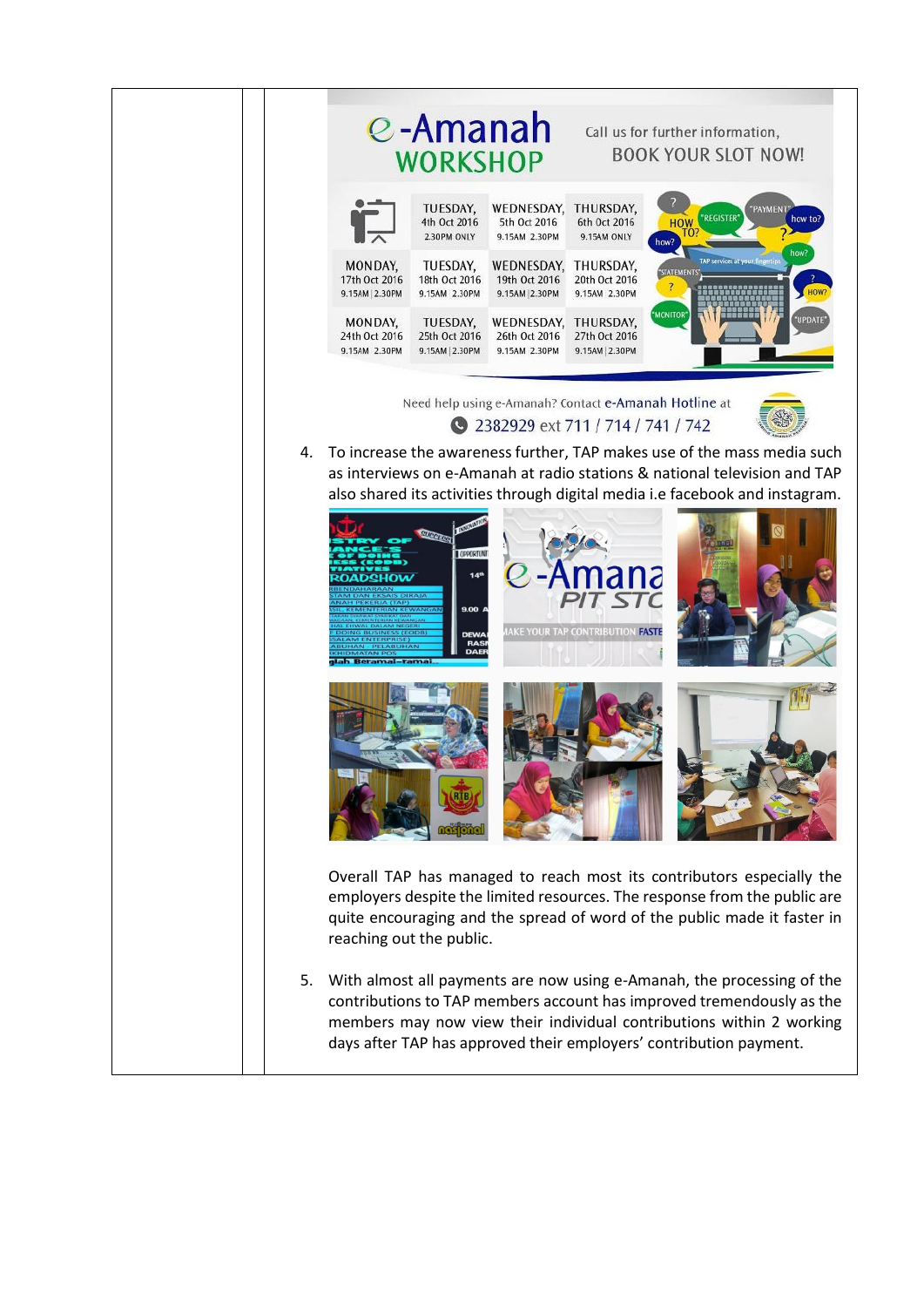e-Amanah WORKSHOP

Call us for further information, BOOK YOUR SLOT NOW!

| | | | |
|---|---|---|---|
| | TUESDAY, 4th Oct 2016 2.30PM ONLY | WEDNESDAY, 5th Oct 2016 9.15AM 2.30PM | THURSDAY, 6th Oct 2016 9.15AM ONLY |
| MONDAY, 17th Oct 2016 9.15AM \| 2.30PM | TUESDAY, 18th Oct 2016 9.15AM 2.30PM | WEDNESDAY, 19th Oct 2016 9.15AM \| 2.30PM | THURSDAY, 20th Oct 2016 9.15AM 2.30PM |
| MONDAY, 24th Oct 2016 9.15AM 2.30PM | TUESDAY, 25th Oct 2016 9.15AM \| 2.30PM | WEDNESDAY, 26th Oct 2016 9.15AM 2.30PM | THURSDAY, 27th Oct 2016 9.15AM \| 2.30PM |

Need help using e-Amanah? Contact e-Amanah Hotline at 2382929 ext 711 / 714 / 741 / 742

4. To increase the awareness further, TAP makes use of the mass media such as interviews on e-Amanah at radio stations & national television and TAP also shared its activities through digital media i.e facebook and instagram.

Overall TAP has managed to reach most its contributors especially the employers despite the limited resources. The response from the public are quite encouraging and the spread of word of the public made it faster in reaching out the public.

5. With almost all payments are now using e-Amanah, the processing of the contributions to TAP members account has improved tremendously as the members may now view their individual contributions within 2 working days after TAP has approved their employers' contribution payment.